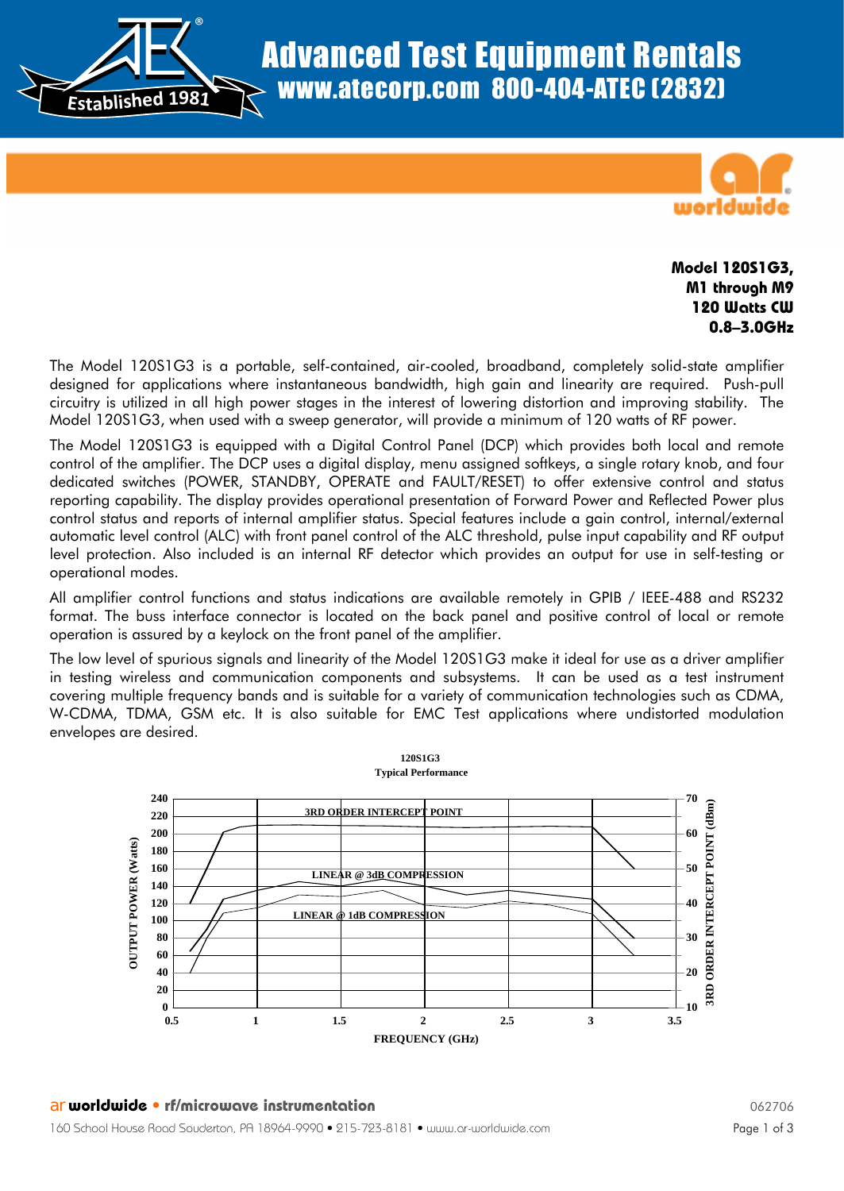# Advanced Test Equipment Rentals
## www.atecorp.com 800-404-ATEC (2832)

**Model 120S1G3,**
**M1 through M9**
**120 Watts CW**
**0.8–3.0GHz**

The Model 120S1G3 is a portable, self-contained, air-cooled, broadband, completely solid-state amplifier designed for applications where instantaneous bandwidth, high gain and linearity are required. Push-pull circuitry is utilized in all high power stages in the interest of lowering distortion and improving stability. The Model 120S1G3, when used with a sweep generator, will provide a minimum of 120 watts of RF power.

The Model 120S1G3 is equipped with a Digital Control Panel (DCP) which provides both local and remote control of the amplifier. The DCP uses a digital display, menu assigned softkeys, a single rotary knob, and four dedicated switches (POWER, STANDBY, OPERATE and FAULT/RESET) to offer extensive control and status reporting capability. The display provides operational presentation of Forward Power and Reflected Power plus control status and reports of internal amplifier status. Special features include a gain control, internal/external automatic level control (ALC) with front panel control of the ALC threshold, pulse input capability and RF output level protection. Also included is an internal RF detector which provides an output for use in self-testing or operational modes.

All amplifier control functions and status indications are available remotely in GPIB / IEEE-488 and RS232 format. The buss interface connector is located on the back panel and positive control of local or remote operation is assured by a keylock on the front panel of the amplifier.

The low level of spurious signals and linearity of the Model 120S1G3 make it ideal for use as a driver amplifier in testing wireless and communication components and subsystems. It can be used as a test instrument covering multiple frequency bands and is suitable for a variety of communication technologies such as CDMA, W-CDMA, TDMA, GSM etc. It is also suitable for EMC Test applications where undistorted modulation envelopes are desired.

**120S1G3**
**Typical Performance**

ar worldwide • rf/microwave instrumentation

160 School House Road Souderton, PA 18964-9990 • 215-723-8181 • www.ar-worldwide.com

062706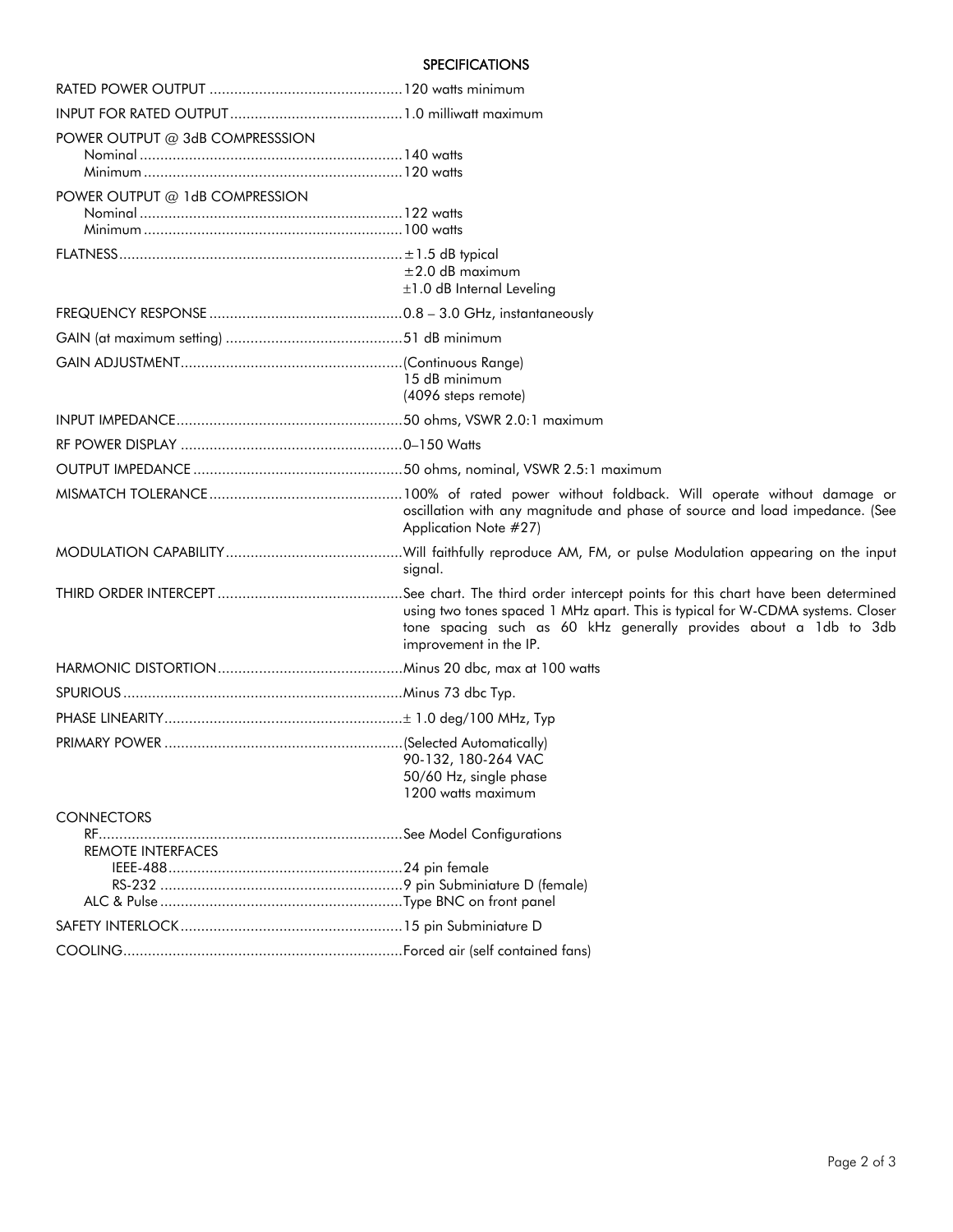## SPECIFICATIONS

| | |
|---|---|
| RATED POWER OUTPUT | 120 watts minimum |
| INPUT FOR RATED OUTPUT | 1.0 milliwatt maximum |
| POWER OUTPUT @ 3dB COMPRESSSION | |
| Nominal | 140 watts |
| Minimum | 120 watts |
| POWER OUTPUT @ 1dB COMPRESSION | |
| Nominal | 122 watts |
| Minimum | 100 watts |
| FLATNESS | ±1.5 dB typical<br>±2.0 dB maximum<br>±1.0 dB Internal Leveling |
| FREQUENCY RESPONSE | 0.8 – 3.0 GHz, instantaneously |
| GAIN (at maximum setting) | 51 dB minimum |
| GAIN ADJUSTMENT | (Continuous Range)<br>15 dB minimum<br>(4096 steps remote) |
| INPUT IMPEDANCE | 50 ohms, VSWR 2.0:1 maximum |
| RF POWER DISPLAY | 0–150 Watts |
| OUTPUT IMPEDANCE | 50 ohms, nominal, VSWR 2.5:1 maximum |
| MISMATCH TOLERANCE | 100% of rated power without foldback. Will operate without damage or oscillation with any magnitude and phase of source and load impedance. (See Application Note #27) |
| MODULATION CAPABILITY | Will faithfully reproduce AM, FM, or pulse Modulation appearing on the input signal. |
| THIRD ORDER INTERCEPT | See chart. The third order intercept points for this chart have been determined using two tones spaced 1 MHz apart. This is typical for W-CDMA systems. Closer tone spacing such as 60 kHz generally provides about a 1db to 3db improvement in the IP. |
| HARMONIC DISTORTION | Minus 20 dbc, max at 100 watts |
| SPURIOUS | Minus 73 dbc Typ. |
| PHASE LINEARITY | ± 1.0 deg/100 MHz, Typ |
| PRIMARY POWER | (Selected Automatically)<br>90-132, 180-264 VAC<br>50/60 Hz, single phase<br>1200 watts maximum |
| CONNECTORS | |
| RF | See Model Configurations |
| REMOTE INTERFACES | |
| IEEE-488 | 24 pin female |
| RS-232 | 9 pin Subminiature D (female) |
| ALC & Pulse | Type BNC on front panel |
| SAFETY INTERLOCK | 15 pin Subminiature D |
| COOLING | Forced air (self contained fans) |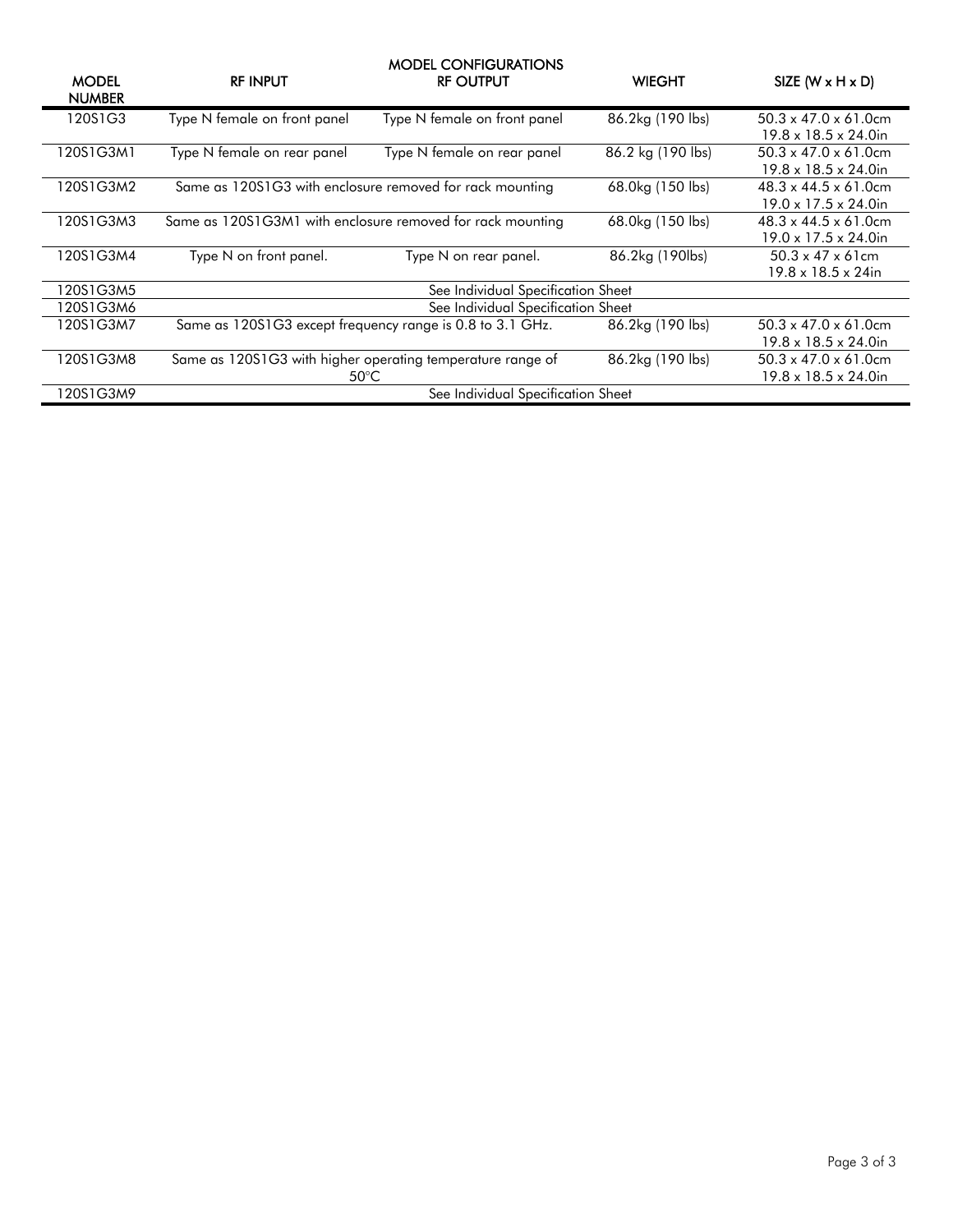## MODEL CONFIGURATIONS

| MODEL NUMBER | RF INPUT | RF OUTPUT | WIEGHT | SIZE (W x H x D) |
|---|---|---|---|---|
| 120S1G3 | Type N female on front panel | Type N female on front panel | 86.2kg (190 lbs) | 50.3 x 47.0 x 61.0cm 19.8 x 18.5 x 24.0in |
| 120S1G3M1 | Type N female on rear panel | Type N female on rear panel | 86.2 kg (190 lbs) | 50.3 x 47.0 x 61.0cm 19.8 x 18.5 x 24.0in |
| 120S1G3M2 | Same as 120S1G3 with enclosure removed for rack mounting | | 68.0kg (150 lbs) | 48.3 x 44.5 x 61.0cm 19.0 x 17.5 x 24.0in |
| 120S1G3M3 | Same as 120S1G3M1 with enclosure removed for rack mounting | | 68.0kg (150 lbs) | 48.3 x 44.5 x 61.0cm 19.0 x 17.5 x 24.0in |
| 120S1G3M4 | Type N on front panel. | Type N on rear panel. | 86.2kg (190lbs) | 50.3 x 47 x 61cm 19.8 x 18.5 x 24in |
| 120S1G3M5 | See Individual Specification Sheet | | | |
| 120S1G3M6 | See Individual Specification Sheet | | | |
| 120S1G3M7 | Same as 120S1G3 except frequency range is 0.8 to 3.1 GHz. | | 86.2kg (190 lbs) | 50.3 x 47.0 x 61.0cm 19.8 x 18.5 x 24.0in |
| 120S1G3M8 | Same as 120S1G3 with higher operating temperature range of 50°C | | 86.2kg (190 lbs) | 50.3 x 47.0 x 61.0cm 19.8 x 18.5 x 24.0in |
| 120S1G3M9 | See Individual Specification Sheet | | | |